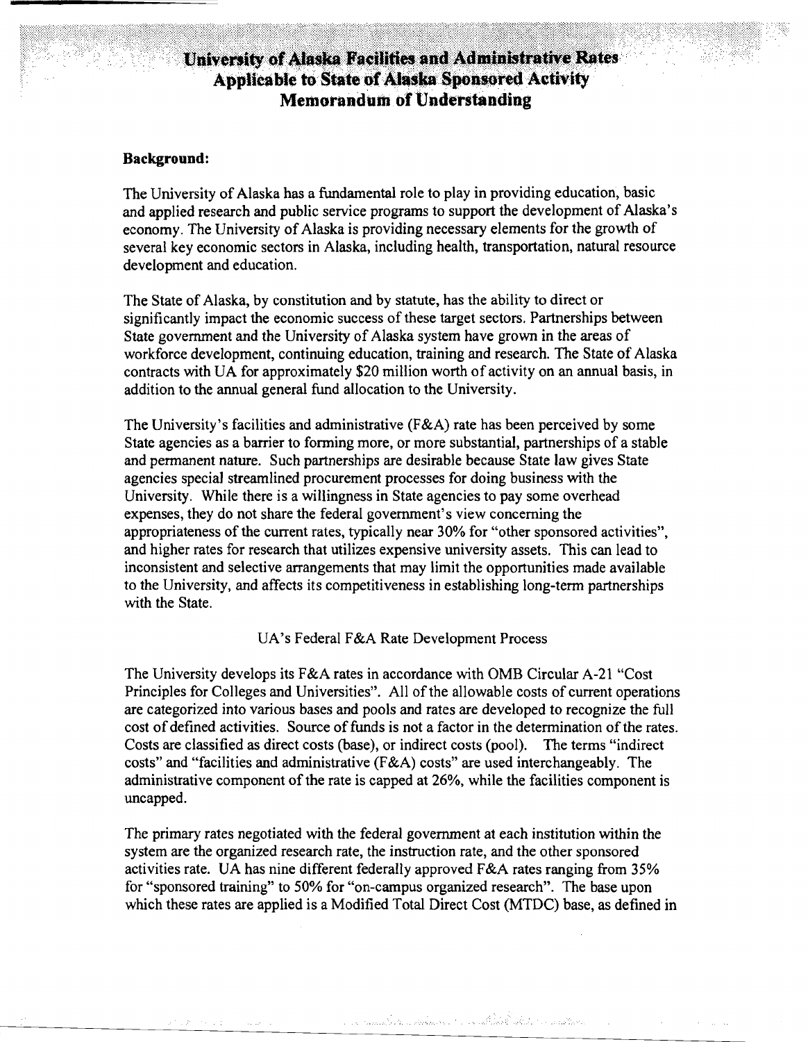# University of Alaska Facilities and Administrative Rates Applicable to State of Alaska Sponsored Activity Memorandum of Understanding

**Background:**

The University of Alaska has a fundamental role to play in providing education, basic and applied research and public service programs to support the development of Alaska's economy. The University of Alaska is providing necessary elements for the growth of several key economic sectors in Alaska, including health, transportation, natural resource development and education.

The State of Alaska, by constitution and by statute, has the ability to direct or significantly impact the economic success of these target sectors. Partnerships between State government and the University of Alaska system have grown in the areas of workforce development, continuing education, training and research. The State of Alaska contracts with UA for approximately $20 million worth of activity on an annual basis, in addition to the annual general fund allocation to the University.

The University's facilities and administrative (F&A) rate has been perceived by some State agencies as a barrier to forming more, or more substantial, partnerships of a stable and permanent nature. Such partnerships are desirable because State law gives State agencies special streamlined procurement processes for doing business with the University. While there is a willingness in State agencies to pay some overhead expenses, they do not share the federal government's view concerning the appropriateness of the current rates, typically near 30% for "other sponsored activities", and higher rates for research that utilizes expensive university assets. This can lead to inconsistent and selective arrangements that may limit the opportunities made available to the University, and affects its competitiveness in establishing long-term partnerships with the State.

UA's Federal F&A Rate Development Process

The University develops its F&A rates in accordance with OMB Circular A-21 "Cost Principles for Colleges and Universities". All of the allowable costs of current operations are categorized into various bases and pools and rates are developed to recognize the full cost of defined activities. Source of funds is not a factor in the determination of the rates. Costs are classified as direct costs (base), or indirect costs (pool). The terms "indirect costs" and "facilities and administrative (F&A) costs" are used interchangeably. The administrative component of the rate is capped at 26%, while the facilities component is uncapped.

The primary rates negotiated with the federal government at each institution within the system are the organized research rate, the instruction rate, and the other sponsored activities rate. UA has nine different federally approved F&A rates ranging from 35% for "sponsored training" to 50% for "on-campus organized research". The base upon which these rates are applied is a Modified Total Direct Cost (MTDC) base, as defined in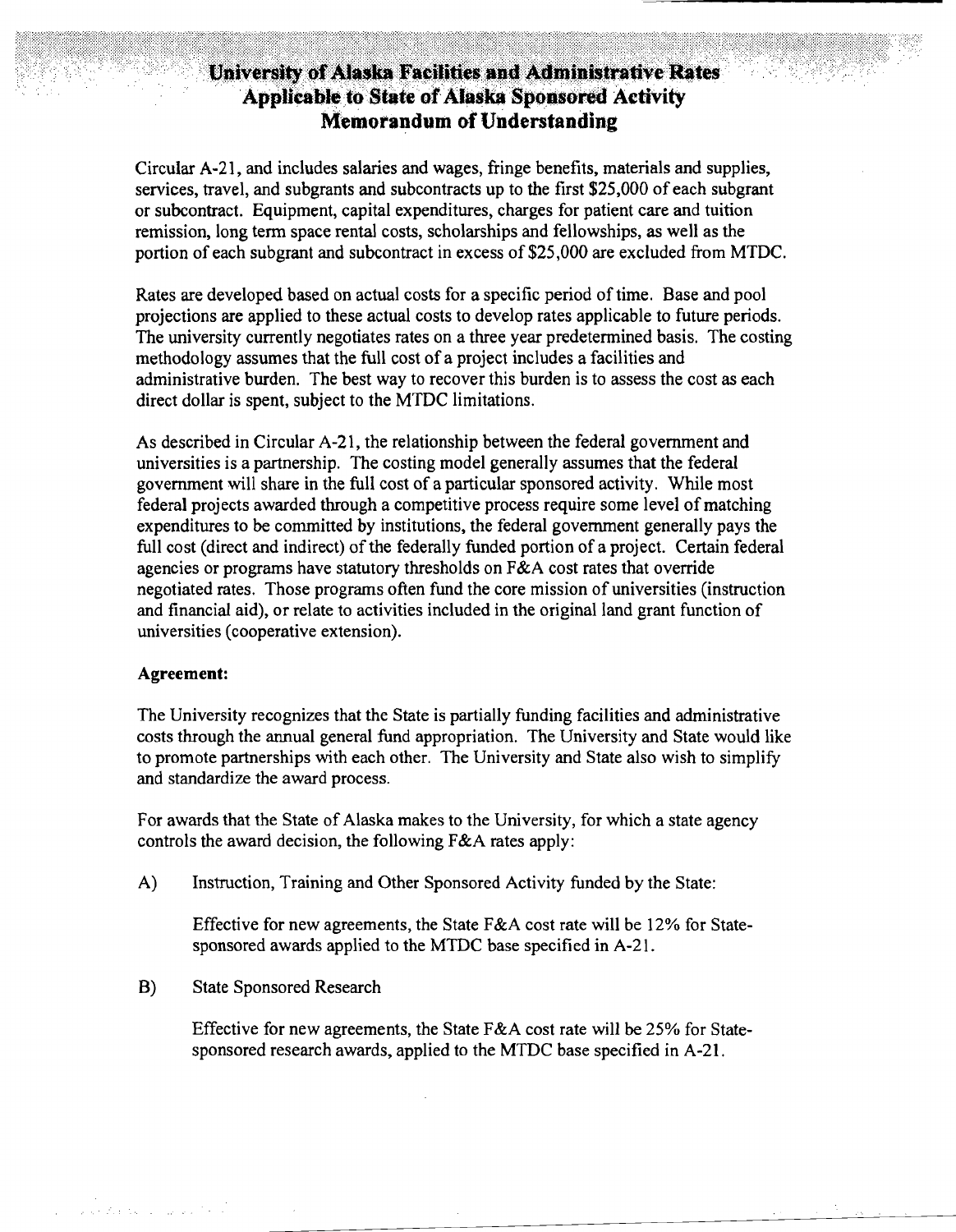## University of Alaska Facilities and Administrative Rates Applicable to State of Alaska Sponsored Activity Memorandum of Understanding

Circular A-21, and includes salaries and wages, fringe benefits, materials and supplies, services, travel, and subgrants and subcontracts up to the first $25,000 of each subgrant or subcontract. Equipment, capital expenditures, charges for patient care and tuition remission, long term space rental costs, scholarships and fellowships, as well as the portion of each subgrant and subcontract in excess of $25,000 are excluded from MTDC.

Rates are developed based on actual costs for a specific period of time. Base and pool projections are applied to these actual costs to develop rates applicable to future periods. The university currently negotiates rates on a three year predetermined basis. The costing methodology assumes that the full cost of a project includes a facilities and administrative burden. The best way to recover this burden is to assess the cost as each direct dollar is spent, subject to the MTDC limitations.

As described in Circular A-21, the relationship between the federal government and universities is a partnership. The costing model generally assumes that the federal government will share in the full cost of a particular sponsored activity. While most federal projects awarded through a competitive process require some level of matching expenditures to be committed by institutions, the federal government generally pays the full cost (direct and indirect) of the federally funded portion of a project. Certain federal agencies or programs have statutory thresholds on F&A cost rates that override negotiated rates. Those programs often fund the core mission of universities (instruction and financial aid), or relate to activities included in the original land grant function of universities (cooperative extension).

**Agreement:**

The University recognizes that the State is partially funding facilities and administrative costs through the annual general fund appropriation. The University and State would like to promote partnerships with each other. The University and State also wish to simplify and standardize the award process.

For awards that the State of Alaska makes to the University, for which a state agency controls the award decision, the following F&A rates apply:

A) Instruction, Training and Other Sponsored Activity funded by the State:

Effective for new agreements, the State F&A cost rate will be 12% for State-sponsored awards applied to the MTDC base specified in A-21.

B) State Sponsored Research

Effective for new agreements, the State F&A cost rate will be 25% for State-sponsored research awards, applied to the MTDC base specified in A-21.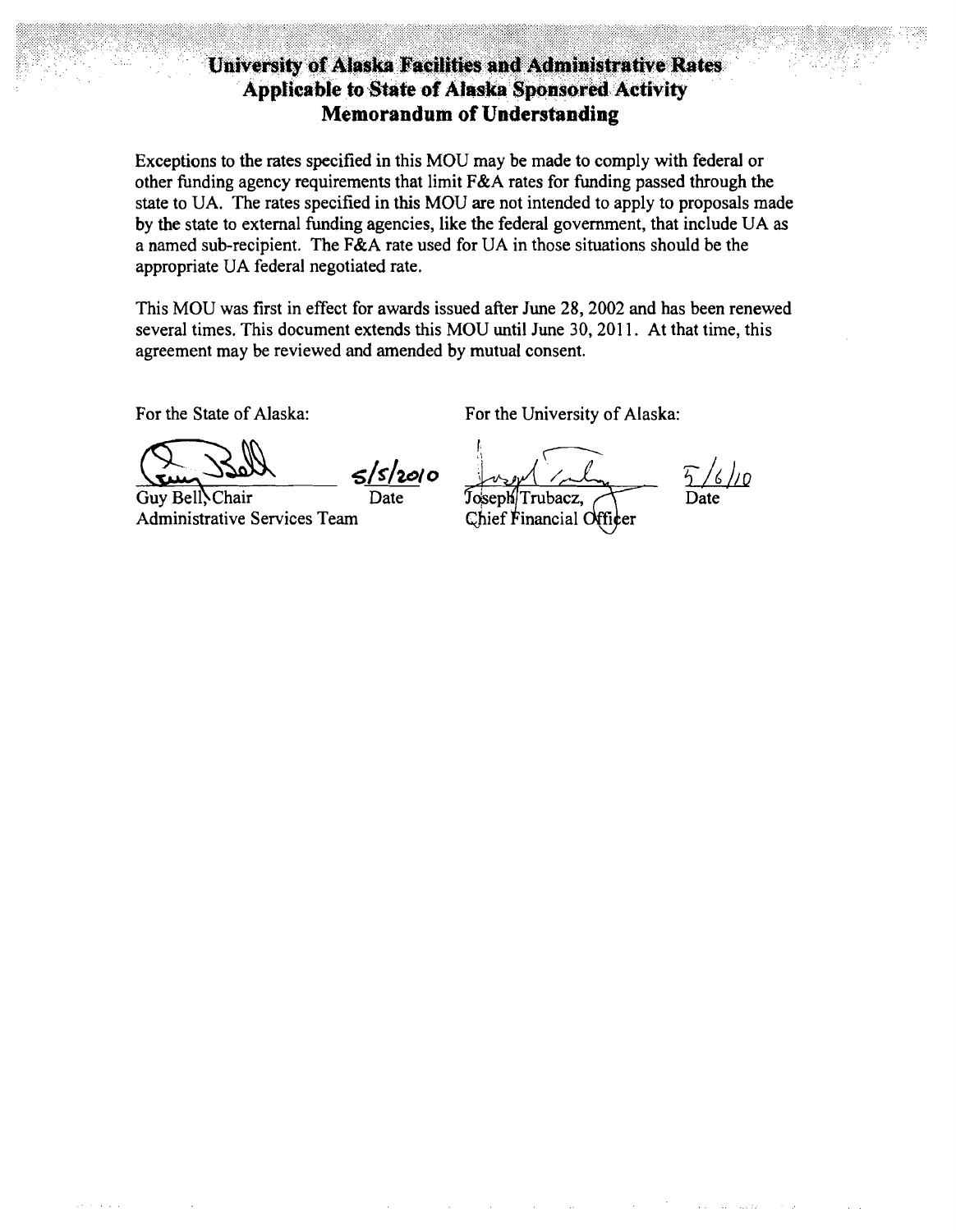# University of Alaska Facilities and Administrative Rates Applicable to State of Alaska Sponsored Activity Memorandum of Understanding

Exceptions to the rates specified in this MOU may be made to comply with federal or other funding agency requirements that limit F&A rates for funding passed through the state to UA. The rates specified in this MOU are not intended to apply to proposals made by the state to external funding agencies, like the federal government, that include UA as a named sub-recipient. The F&A rate used for UA in those situations should be the appropriate UA federal negotiated rate.

This MOU was first in effect for awards issued after June 28, 2002 and has been renewed several times. This document extends this MOU until June 30, 2011. At that time, this agreement may be reviewed and amended by mutual consent.

For the State of Alaska:

5/5/2010

Guy Bell, Chair — Date

Administrative Services Team

For the University of Alaska:

5/6/10

Joseph Trubacz, — Date

Chief Financial Officer